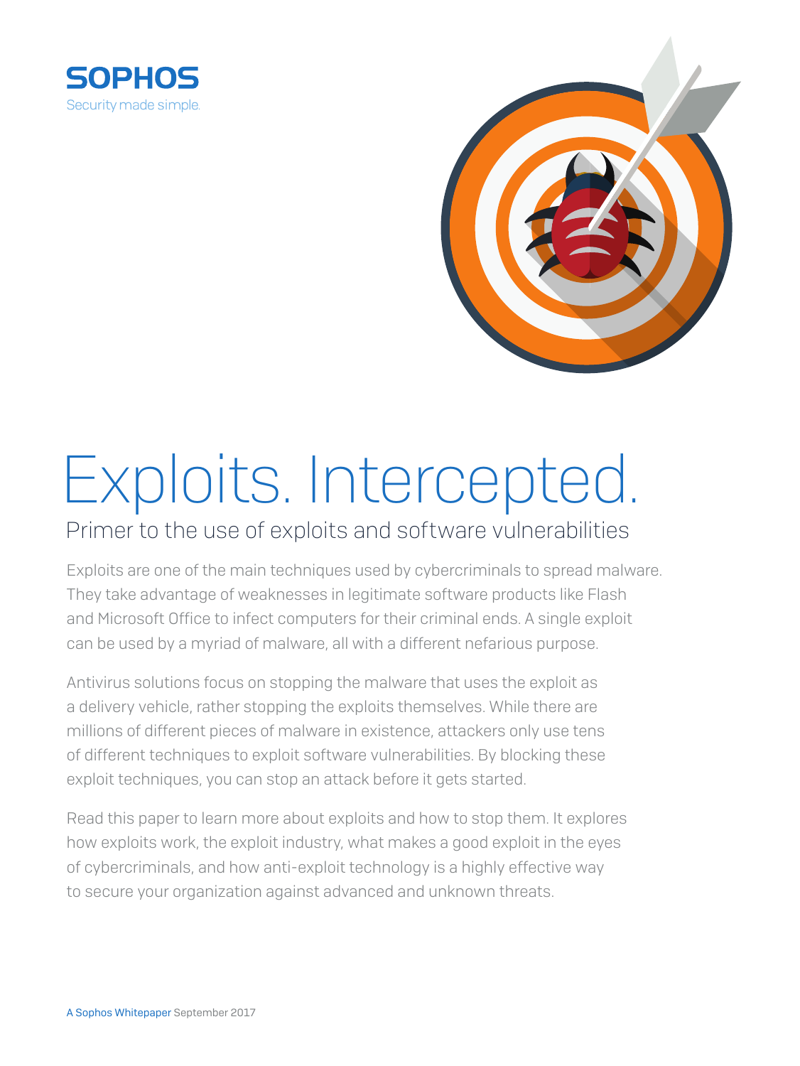SOPHOS

Security made simple.

# Exploits. Intercepted.

## Primer to the use of exploits and software vulnerabilities

Exploits are one of the main techniques used by cybercriminals to spread malware. They take advantage of weaknesses in legitimate software products like Flash and Microsoft Office to infect computers for their criminal ends. A single exploit can be used by a myriad of malware, all with a different nefarious purpose.

Antivirus solutions focus on stopping the malware that uses the exploit as a delivery vehicle, rather stopping the exploits themselves. While there are millions of different pieces of malware in existence, attackers only use tens of different techniques to exploit software vulnerabilities. By blocking these exploit techniques, you can stop an attack before it gets started.

Read this paper to learn more about exploits and how to stop them. It explores how exploits work, the exploit industry, what makes a good exploit in the eyes of cybercriminals, and how anti-exploit technology is a highly effective way to secure your organization against advanced and unknown threats.

A Sophos Whitepaper September 2017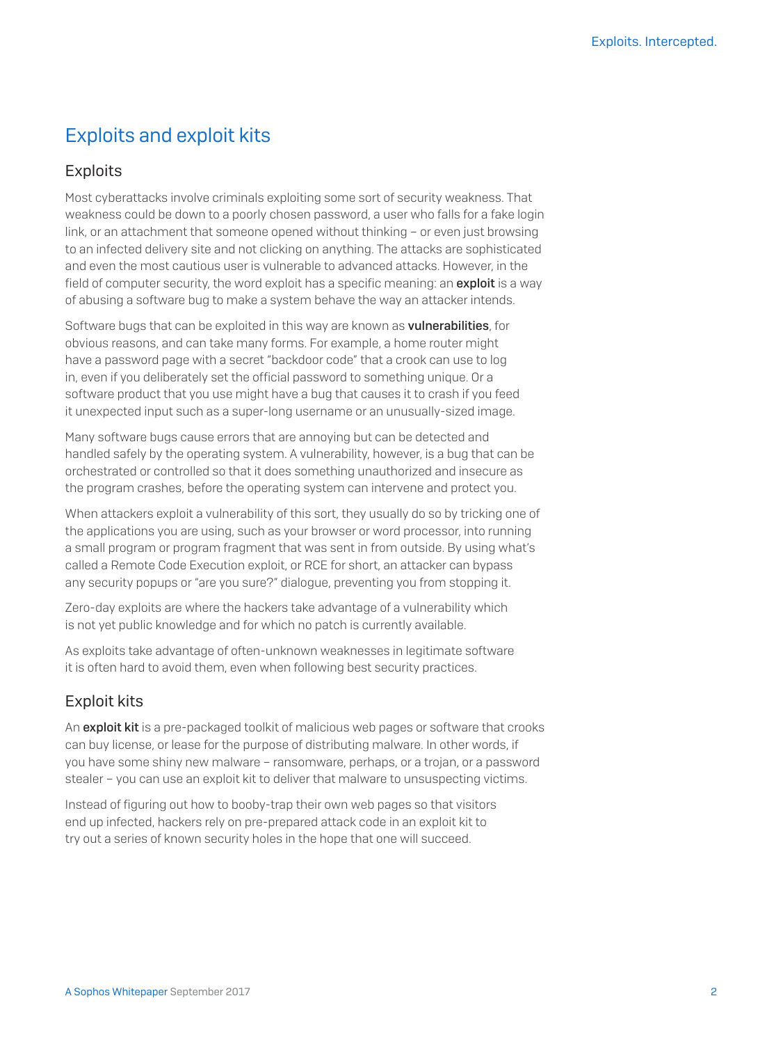# Exploits and exploit kits

## Exploits

Most cyberattacks involve criminals exploiting some sort of security weakness. That weakness could be down to a poorly chosen password, a user who falls for a fake login link, or an attachment that someone opened without thinking – or even just browsing to an infected delivery site and not clicking on anything. The attacks are sophisticated and even the most cautious user is vulnerable to advanced attacks. However, in the field of computer security, the word exploit has a specific meaning: an **exploit** is a way of abusing a software bug to make a system behave the way an attacker intends.

Software bugs that can be exploited in this way are known as **vulnerabilities**, for obvious reasons, and can take many forms. For example, a home router might have a password page with a secret "backdoor code" that a crook can use to log in, even if you deliberately set the official password to something unique. Or a software product that you use might have a bug that causes it to crash if you feed it unexpected input such as a super-long username or an unusually-sized image.

Many software bugs cause errors that are annoying but can be detected and handled safely by the operating system. A vulnerability, however, is a bug that can be orchestrated or controlled so that it does something unauthorized and insecure as the program crashes, before the operating system can intervene and protect you.

When attackers exploit a vulnerability of this sort, they usually do so by tricking one of the applications you are using, such as your browser or word processor, into running a small program or program fragment that was sent in from outside. By using what's called a Remote Code Execution exploit, or RCE for short, an attacker can bypass any security popups or "are you sure?" dialogue, preventing you from stopping it.

Zero-day exploits are where the hackers take advantage of a vulnerability which is not yet public knowledge and for which no patch is currently available.

As exploits take advantage of often-unknown weaknesses in legitimate software it is often hard to avoid them, even when following best security practices.

## Exploit kits

An **exploit kit** is a pre-packaged toolkit of malicious web pages or software that crooks can buy license, or lease for the purpose of distributing malware. In other words, if you have some shiny new malware – ransomware, perhaps, or a trojan, or a password stealer – you can use an exploit kit to deliver that malware to unsuspecting victims.

Instead of figuring out how to booby-trap their own web pages so that visitors end up infected, hackers rely on pre-prepared attack code in an exploit kit to try out a series of known security holes in the hope that one will succeed.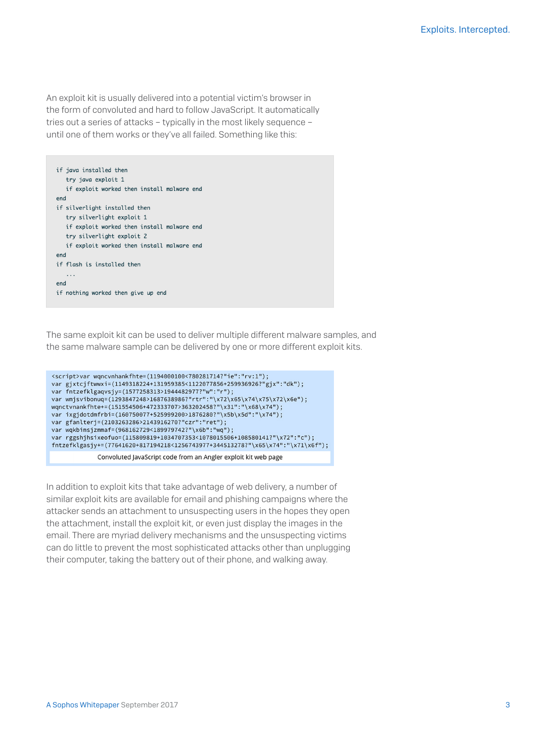An exploit kit is usually delivered into a potential victim's browser in the form of convoluted and hard to follow JavaScript. It automatically tries out a series of attacks – typically in the most likely sequence – until one of them works or they've all failed. Something like this:

```
if java installed then
   try java exploit 1
   if exploit worked then install malware end
end
if silverlight installed then
   try silverlight exploit 1
   if exploit worked then install malware end
   try silverlight exploit 2
   if exploit worked then install malware end
end
if flash is installed then
   ...
end
if nothing worked then give up end
```

The same exploit kit can be used to deliver multiple different malware samples, and the same malware sample can be delivered by one or more different exploit kits.

```
<script>var wqncvnhankfhte=(1194000100<780281714?"ie":"rv:1");
var gjxtcjftwwxi=(1149318224+131959385<1122077856+259936926?"gjx":"dk");
var fntzefklgaqvsjy=(1577258313>1944482977?"w":"r");
var wmjsvibonuq=(1293847248>1687638986?"rtr":"\x72\x65\x74\x75\x72\x6e");
wqnctvnankfhte+=(151554506+472333707>363202458?"\x31":"\x68\x74");
var ixgjdotdmfrbi=(160750077+525999200>1876280?"\x5b\x5d":"\x74");
var gfanlterj=(2103263286>2143916270?"czr":"ret");
var wqkbimsjzmmaf=(968162729<189979742?"\x6b":"wq");
var rggshjhsixeofuo=(115809819+1034707353<1078015506+108580141?"\x72":"c");
fntzefklgasjy+=(77641620+817194218<1256743977+344513278?"\x65\x74":"\x71\x6f");
```

Convoluted JavaScript code from an Angler exploit kit web page

In addition to exploit kits that take advantage of web delivery, a number of similar exploit kits are available for email and phishing campaigns where the attacker sends an attachment to unsuspecting users in the hopes they open the attachment, install the exploit kit, or even just display the images in the email. There are myriad delivery mechanisms and the unsuspecting victims can do little to prevent the most sophisticated attacks other than unplugging their computer, taking the battery out of their phone, and walking away.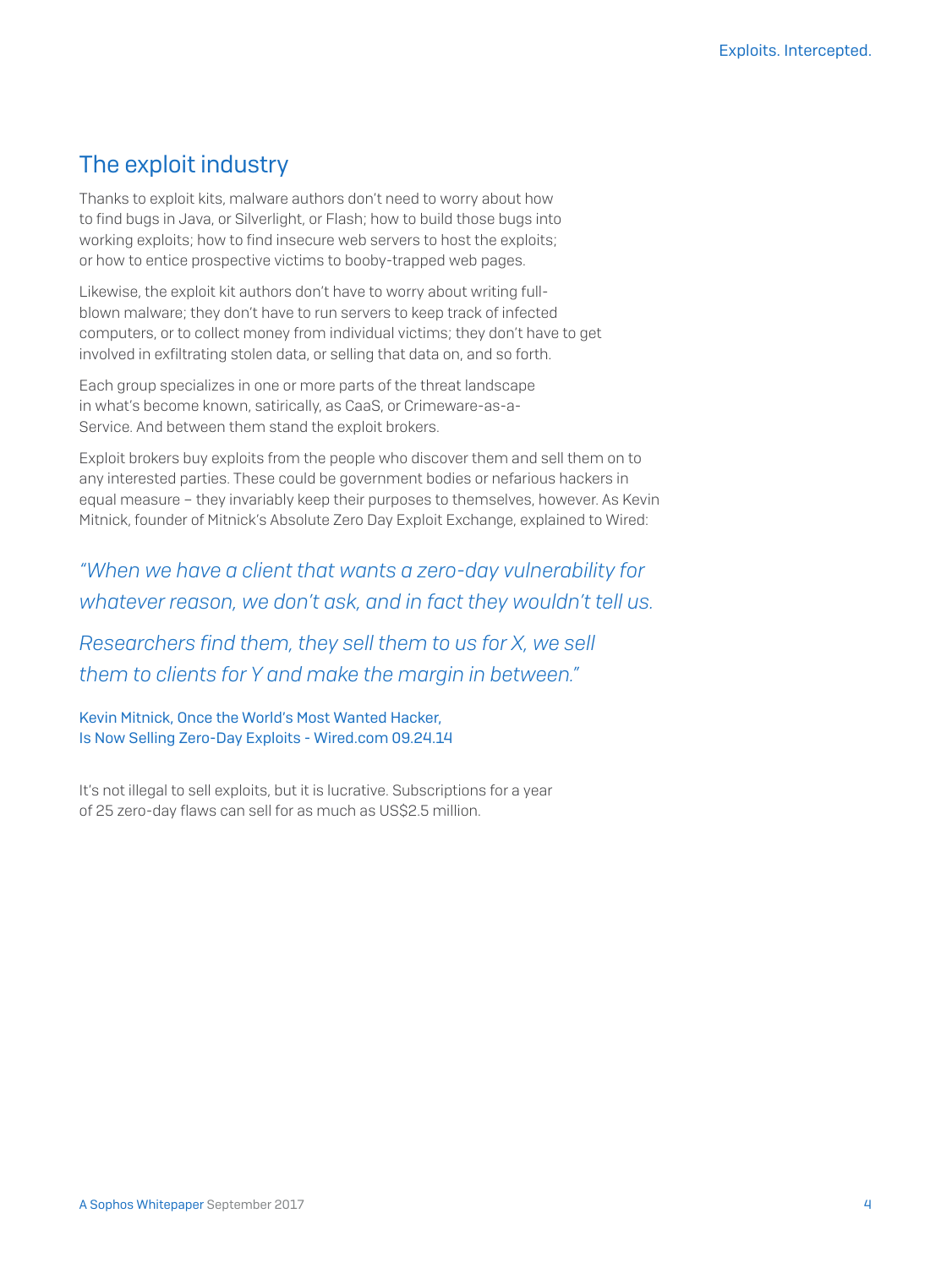## The exploit industry

Thanks to exploit kits, malware authors don't need to worry about how to find bugs in Java, or Silverlight, or Flash; how to build those bugs into working exploits; how to find insecure web servers to host the exploits; or how to entice prospective victims to booby-trapped web pages.

Likewise, the exploit kit authors don't have to worry about writing full-blown malware; they don't have to run servers to keep track of infected computers, or to collect money from individual victims; they don't have to get involved in exfiltrating stolen data, or selling that data on, and so forth.

Each group specializes in one or more parts of the threat landscape in what's become known, satirically, as CaaS, or Crimeware-as-a-Service. And between them stand the exploit brokers.

Exploit brokers buy exploits from the people who discover them and sell them on to any interested parties. These could be government bodies or nefarious hackers in equal measure – they invariably keep their purposes to themselves, however. As Kevin Mitnick, founder of Mitnick's Absolute Zero Day Exploit Exchange, explained to Wired:

> *"When we have a client that wants a zero-day vulnerability for whatever reason, we don't ask, and in fact they wouldn't tell us.*
>
> *Researchers find them, they sell them to us for X, we sell them to clients for Y and make the margin in between."*

Kevin Mitnick, Once the World's Most Wanted Hacker,
Is Now Selling Zero-Day Exploits - Wired.com 09.24.14

It's not illegal to sell exploits, but it is lucrative. Subscriptions for a year of 25 zero-day flaws can sell for as much as US$2.5 million.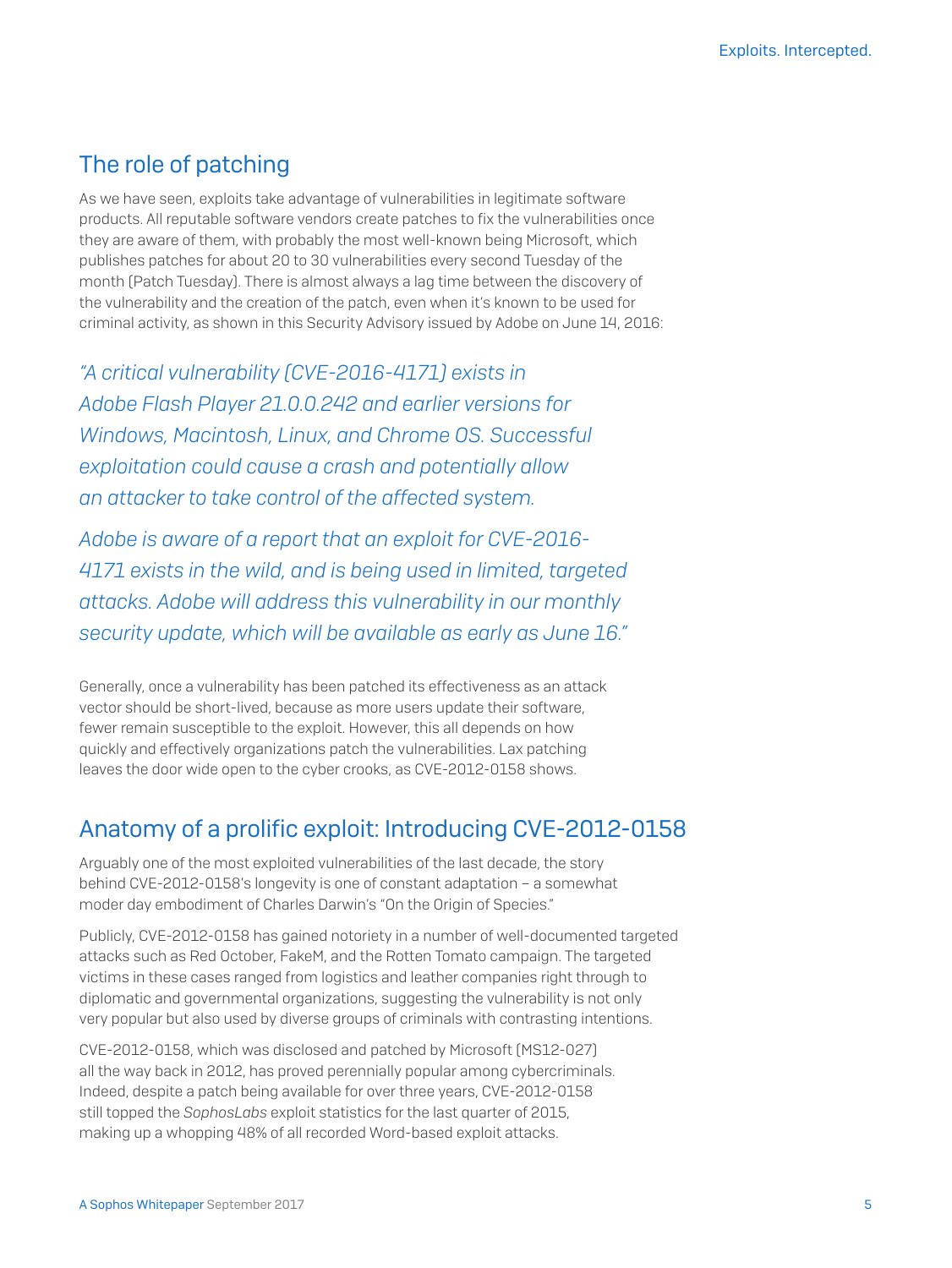## The role of patching

As we have seen, exploits take advantage of vulnerabilities in legitimate software products. All reputable software vendors create patches to fix the vulnerabilities once they are aware of them, with probably the most well-known being Microsoft, which publishes patches for about 20 to 30 vulnerabilities every second Tuesday of the month (Patch Tuesday). There is almost always a lag time between the discovery of the vulnerability and the creation of the patch, even when it's known to be used for criminal activity, as shown in this Security Advisory issued by Adobe on June 14, 2016:

*"A critical vulnerability (CVE-2016-4171) exists in Adobe Flash Player 21.0.0.242 and earlier versions for Windows, Macintosh, Linux, and Chrome OS. Successful exploitation could cause a crash and potentially allow an attacker to take control of the affected system.*

*Adobe is aware of a report that an exploit for CVE-2016-4171 exists in the wild, and is being used in limited, targeted attacks. Adobe will address this vulnerability in our monthly security update, which will be available as early as June 16."*

Generally, once a vulnerability has been patched its effectiveness as an attack vector should be short-lived, because as more users update their software, fewer remain susceptible to the exploit. However, this all depends on how quickly and effectively organizations patch the vulnerabilities. Lax patching leaves the door wide open to the cyber crooks, as CVE-2012-0158 shows.

## Anatomy of a prolific exploit: Introducing CVE-2012-0158

Arguably one of the most exploited vulnerabilities of the last decade, the story behind CVE-2012-0158's longevity is one of constant adaptation – a somewhat moder day embodiment of Charles Darwin's "On the Origin of Species."

Publicly, CVE-2012-0158 has gained notoriety in a number of well-documented targeted attacks such as Red October, FakeM, and the Rotten Tomato campaign. The targeted victims in these cases ranged from logistics and leather companies right through to diplomatic and governmental organizations, suggesting the vulnerability is not only very popular but also used by diverse groups of criminals with contrasting intentions.

CVE-2012-0158, which was disclosed and patched by Microsoft (MS12-027) all the way back in 2012, has proved perennially popular among cybercriminals. Indeed, despite a patch being available for over three years, CVE-2012-0158 still topped the *SophosLabs* exploit statistics for the last quarter of 2015, making up a whopping 48% of all recorded Word-based exploit attacks.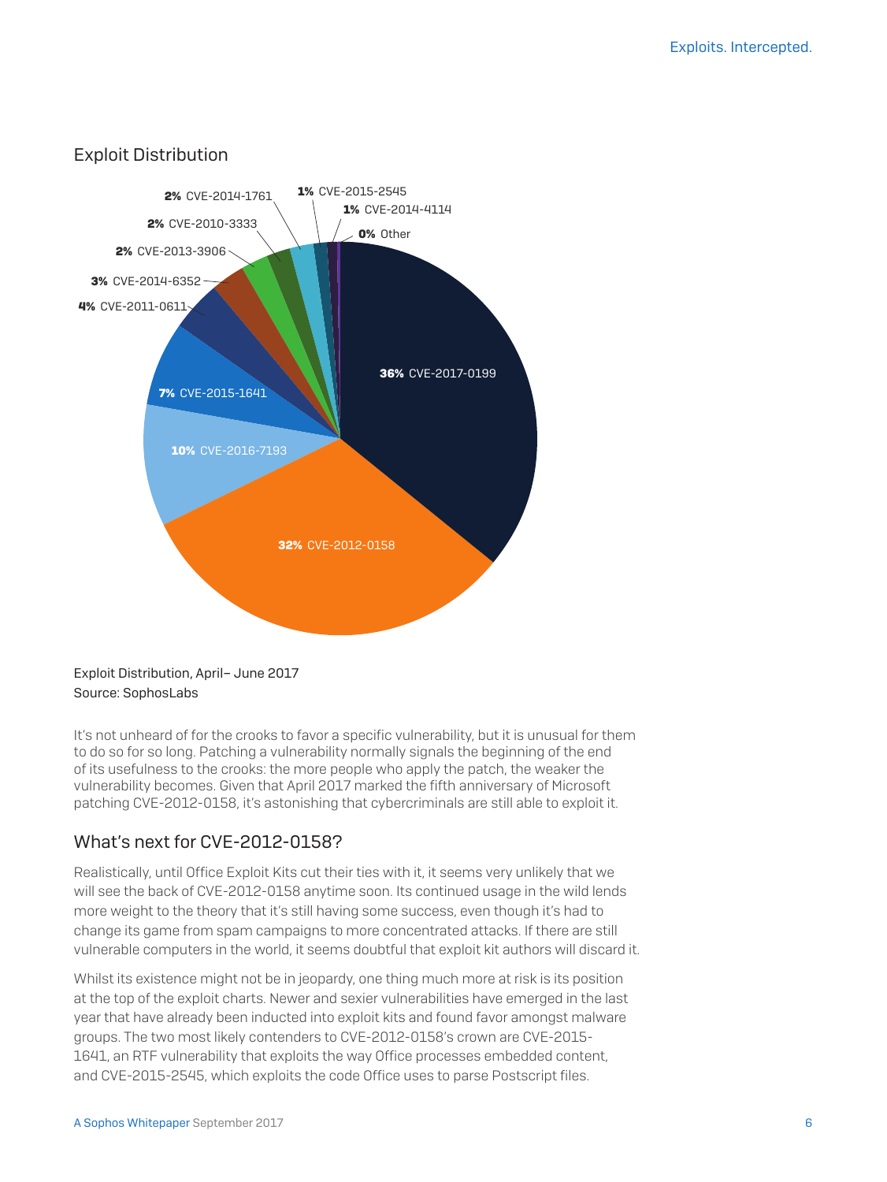## Exploit Distribution

2% CVE-2014-1761
1% CVE-2015-2545
1% CVE-2014-4114
0% Other
2% CVE-2010-3333
2% CVE-2013-3906
3% CVE-2014-6352
4% CVE-2011-0611
36% CVE-2017-0199
7% CVE-2015-1641
10% CVE-2016-7193
32% CVE-2012-0158

Exploit Distribution, April– June 2017
Source: SophosLabs

It's not unheard of for the crooks to favor a specific vulnerability, but it is unusual for them to do so for so long. Patching a vulnerability normally signals the beginning of the end of its usefulness to the crooks: the more people who apply the patch, the weaker the vulnerability becomes. Given that April 2017 marked the fifth anniversary of Microsoft patching CVE-2012-0158, it's astonishing that cybercriminals are still able to exploit it.

## What's next for CVE-2012-0158?

Realistically, until Office Exploit Kits cut their ties with it, it seems very unlikely that we will see the back of CVE-2012-0158 anytime soon. Its continued usage in the wild lends more weight to the theory that it's still having some success, even though it's had to change its game from spam campaigns to more concentrated attacks. If there are still vulnerable computers in the world, it seems doubtful that exploit kit authors will discard it.

Whilst its existence might not be in jeopardy, one thing much more at risk is its position at the top of the exploit charts. Newer and sexier vulnerabilities have emerged in the last year that have already been inducted into exploit kits and found favor amongst malware groups. The two most likely contenders to CVE-2012-0158's crown are CVE-2015-1641, an RTF vulnerability that exploits the way Office processes embedded content, and CVE-2015-2545, which exploits the code Office uses to parse Postscript files.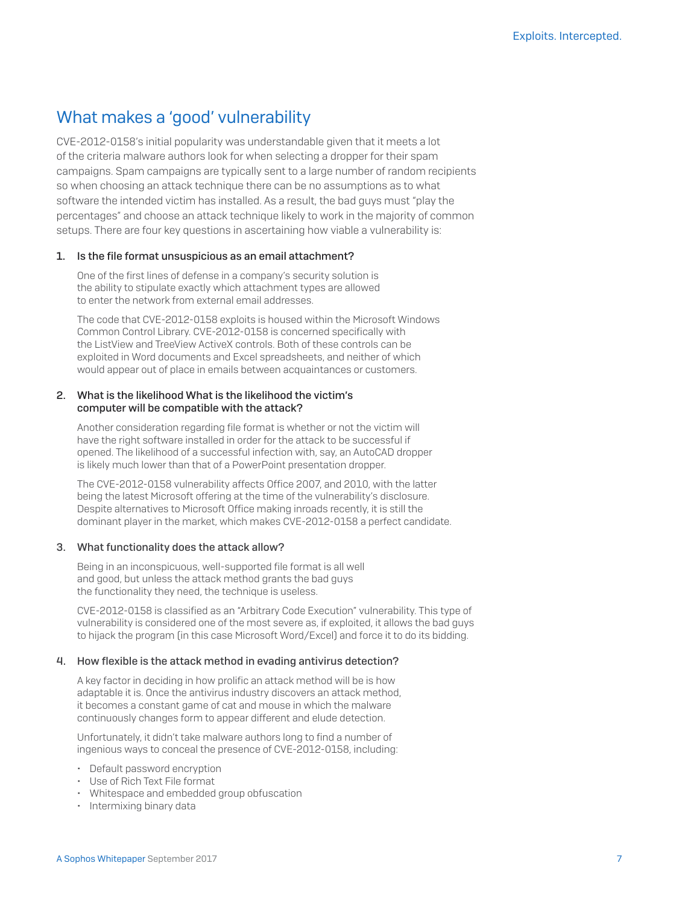## What makes a 'good' vulnerability

CVE-2012-0158's initial popularity was understandable given that it meets a lot of the criteria malware authors look for when selecting a dropper for their spam campaigns. Spam campaigns are typically sent to a large number of random recipients so when choosing an attack technique there can be no assumptions as to what software the intended victim has installed. As a result, the bad guys must "play the percentages" and choose an attack technique likely to work in the majority of common setups. There are four key questions in ascertaining how viable a vulnerability is:

**1. Is the file format unsuspicious as an email attachment?**

One of the first lines of defense in a company's security solution is the ability to stipulate exactly which attachment types are allowed to enter the network from external email addresses.

The code that CVE-2012-0158 exploits is housed within the Microsoft Windows Common Control Library. CVE-2012-0158 is concerned specifically with the ListView and TreeView ActiveX controls. Both of these controls can be exploited in Word documents and Excel spreadsheets, and neither of which would appear out of place in emails between acquaintances or customers.

**2. What is the likelihood What is the likelihood the victim's computer will be compatible with the attack?**

Another consideration regarding file format is whether or not the victim will have the right software installed in order for the attack to be successful if opened. The likelihood of a successful infection with, say, an AutoCAD dropper is likely much lower than that of a PowerPoint presentation dropper.

The CVE-2012-0158 vulnerability affects Office 2007, and 2010, with the latter being the latest Microsoft offering at the time of the vulnerability's disclosure. Despite alternatives to Microsoft Office making inroads recently, it is still the dominant player in the market, which makes CVE-2012-0158 a perfect candidate.

**3. What functionality does the attack allow?**

Being in an inconspicuous, well-supported file format is all well and good, but unless the attack method grants the bad guys the functionality they need, the technique is useless.

CVE-2012-0158 is classified as an "Arbitrary Code Execution" vulnerability. This type of vulnerability is considered one of the most severe as, if exploited, it allows the bad guys to hijack the program (in this case Microsoft Word/Excel) and force it to do its bidding.

**4. How flexible is the attack method in evading antivirus detection?**

A key factor in deciding in how prolific an attack method will be is how adaptable it is. Once the antivirus industry discovers an attack method, it becomes a constant game of cat and mouse in which the malware continuously changes form to appear different and elude detection.

Unfortunately, it didn't take malware authors long to find a number of ingenious ways to conceal the presence of CVE-2012-0158, including:

- Default password encryption
- Use of Rich Text File format
- Whitespace and embedded group obfuscation
- Intermixing binary data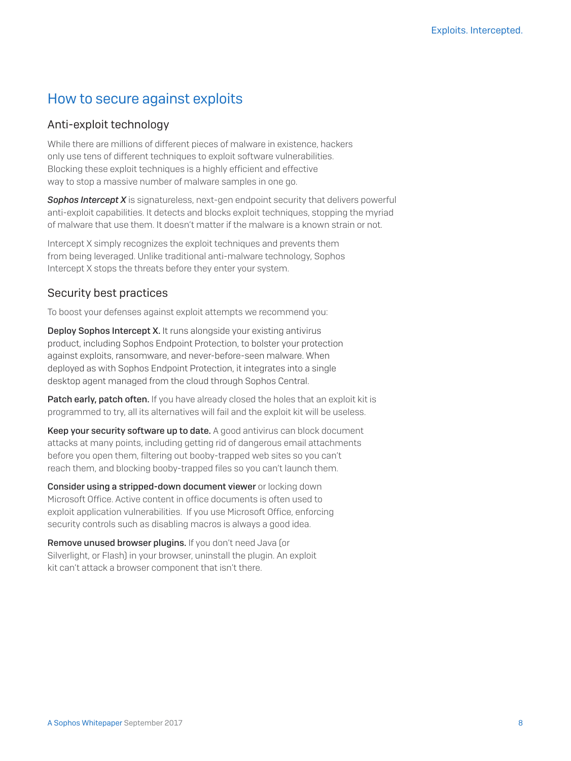## How to secure against exploits

### Anti-exploit technology

While there are millions of different pieces of malware in existence, hackers only use tens of different techniques to exploit software vulnerabilities. Blocking these exploit techniques is a highly efficient and effective way to stop a massive number of malware samples in one go.

***Sophos Intercept X*** is signatureless, next-gen endpoint security that delivers powerful anti-exploit capabilities. It detects and blocks exploit techniques, stopping the myriad of malware that use them. It doesn't matter if the malware is a known strain or not.

Intercept X simply recognizes the exploit techniques and prevents them from being leveraged. Unlike traditional anti-malware technology, Sophos Intercept X stops the threats before they enter your system.

### Security best practices

To boost your defenses against exploit attempts we recommend you:

**Deploy Sophos Intercept X.** It runs alongside your existing antivirus product, including Sophos Endpoint Protection, to bolster your protection against exploits, ransomware, and never-before-seen malware. When deployed as with Sophos Endpoint Protection, it integrates into a single desktop agent managed from the cloud through Sophos Central.

**Patch early, patch often.** If you have already closed the holes that an exploit kit is programmed to try, all its alternatives will fail and the exploit kit will be useless.

**Keep your security software up to date.** A good antivirus can block document attacks at many points, including getting rid of dangerous email attachments before you open them, filtering out booby-trapped web sites so you can't reach them, and blocking booby-trapped files so you can't launch them.

**Consider using a stripped-down document viewer** or locking down Microsoft Office. Active content in office documents is often used to exploit application vulnerabilities. If you use Microsoft Office, enforcing security controls such as disabling macros is always a good idea.

**Remove unused browser plugins.** If you don't need Java (or Silverlight, or Flash) in your browser, uninstall the plugin. An exploit kit can't attack a browser component that isn't there.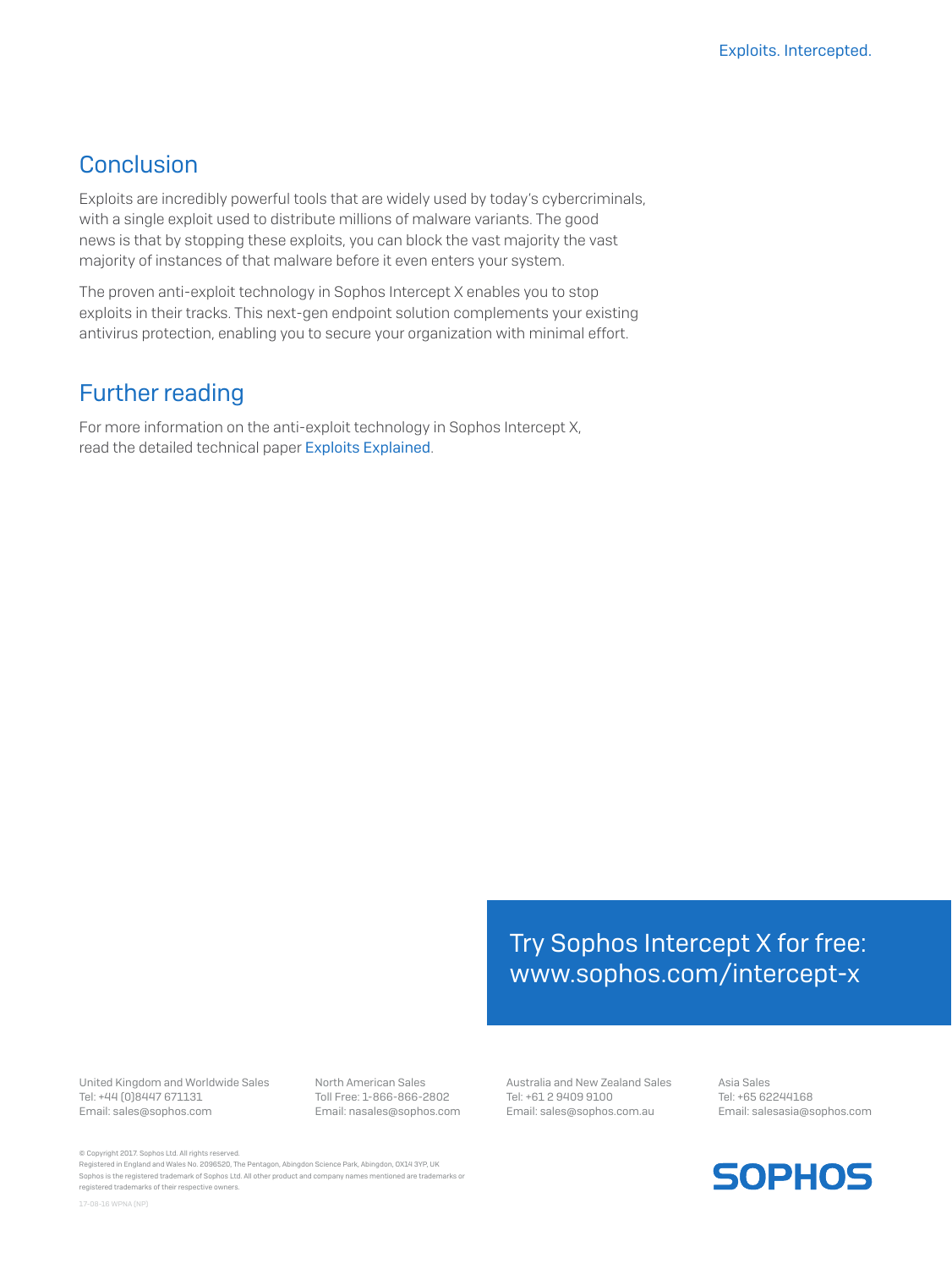## Conclusion

Exploits are incredibly powerful tools that are widely used by today's cybercriminals, with a single exploit used to distribute millions of malware variants. The good news is that by stopping these exploits, you can block the vast majority the vast majority of instances of that malware before it even enters your system.

The proven anti-exploit technology in Sophos Intercept X enables you to stop exploits in their tracks. This next-gen endpoint solution complements your existing antivirus protection, enabling you to secure your organization with minimal effort.

## Further reading

For more information on the anti-exploit technology in Sophos Intercept X, read the detailed technical paper Exploits Explained.

Try Sophos Intercept X for free:
www.sophos.com/intercept-x

United Kingdom and Worldwide Sales
Tel: +44 (0)8447 671131
Email: sales@sophos.com

North American Sales
Toll Free: 1-866-866-2802
Email: nasales@sophos.com

Australia and New Zealand Sales
Tel: +61 2 9409 9100
Email: sales@sophos.com.au

Asia Sales
Tel: +65 62244168
Email: salesasia@sophos.com

© Copyright 2017. Sophos Ltd. All rights reserved.
Registered in England and Wales No. 2096520, The Pentagon, Abingdon Science Park, Abingdon, OX14 3YP, UK
Sophos is the registered trademark of Sophos Ltd. All other product and company names mentioned are trademarks or registered trademarks of their respective owners.

17-08-16 WPNA (NP)

SOPHOS